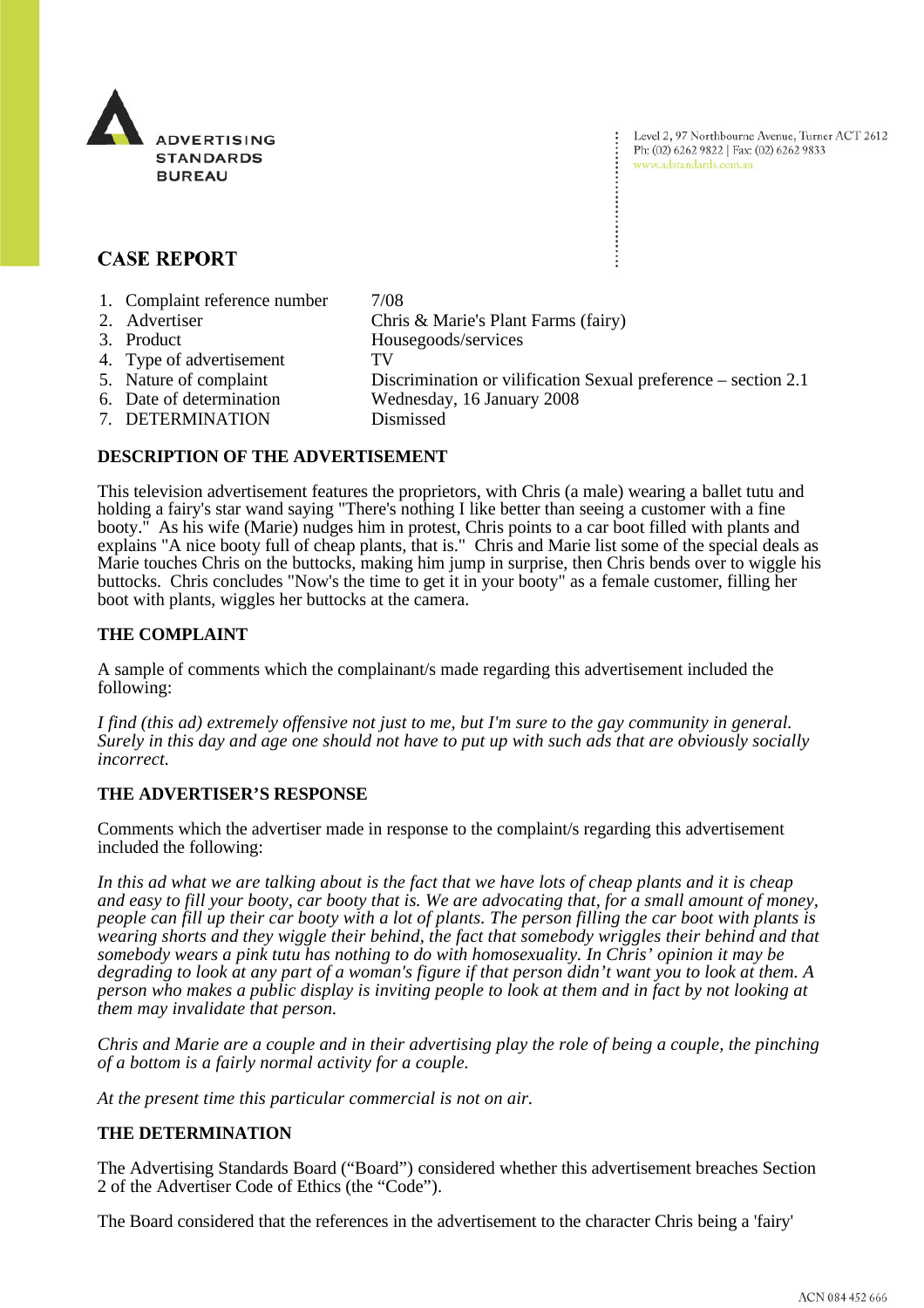ADVERTISING STANDARDS BUREAU

Level 2, 97 Northbourne Avenue, Turner ACT 2612
Ph: (02) 6262 9822 | Fax: (02) 6262 9833
www.adstandards.com.au

## CASE REPORT

| | |
|---|---|
| 1. Complaint reference number | 7/08 |
| 2. Advertiser | Chris & Marie's Plant Farms (fairy) |
| 3. Product | Housegoods/services |
| 4. Type of advertisement | TV |
| 5. Nature of complaint | Discrimination or vilification Sexual preference – section 2.1 |
| 6. Date of determination | Wednesday, 16 January 2008 |
| 7. DETERMINATION | Dismissed |

### DESCRIPTION OF THE ADVERTISEMENT

This television advertisement features the proprietors, with Chris (a male) wearing a ballet tutu and holding a fairy's star wand saying "There's nothing I like better than seeing a customer with a fine booty." As his wife (Marie) nudges him in protest, Chris points to a car boot filled with plants and explains "A nice booty full of cheap plants, that is." Chris and Marie list some of the special deals as Marie touches Chris on the buttocks, making him jump in surprise, then Chris bends over to wiggle his buttocks. Chris concludes "Now's the time to get it in your booty" as a female customer, filling her boot with plants, wiggles her buttocks at the camera.

### THE COMPLAINT

A sample of comments which the complainant/s made regarding this advertisement included the following:

*I find (this ad) extremely offensive not just to me, but I'm sure to the gay community in general. Surely in this day and age one should not have to put up with such ads that are obviously socially incorrect.*

### THE ADVERTISER'S RESPONSE

Comments which the advertiser made in response to the complaint/s regarding this advertisement included the following:

*In this ad what we are talking about is the fact that we have lots of cheap plants and it is cheap and easy to fill your booty, car booty that is. We are advocating that, for a small amount of money, people can fill up their car booty with a lot of plants. The person filling the car boot with plants is wearing shorts and they wiggle their behind, the fact that somebody wriggles their behind and that somebody wears a pink tutu has nothing to do with homosexuality. In Chris' opinion it may be degrading to look at any part of a woman's figure if that person didn't want you to look at them. A person who makes a public display is inviting people to look at them and in fact by not looking at them may invalidate that person.*

*Chris and Marie are a couple and in their advertising play the role of being a couple, the pinching of a bottom is a fairly normal activity for a couple.*

*At the present time this particular commercial is not on air.*

### THE DETERMINATION

The Advertising Standards Board ("Board") considered whether this advertisement breaches Section 2 of the Advertiser Code of Ethics (the "Code").

The Board considered that the references in the advertisement to the character Chris being a 'fairy'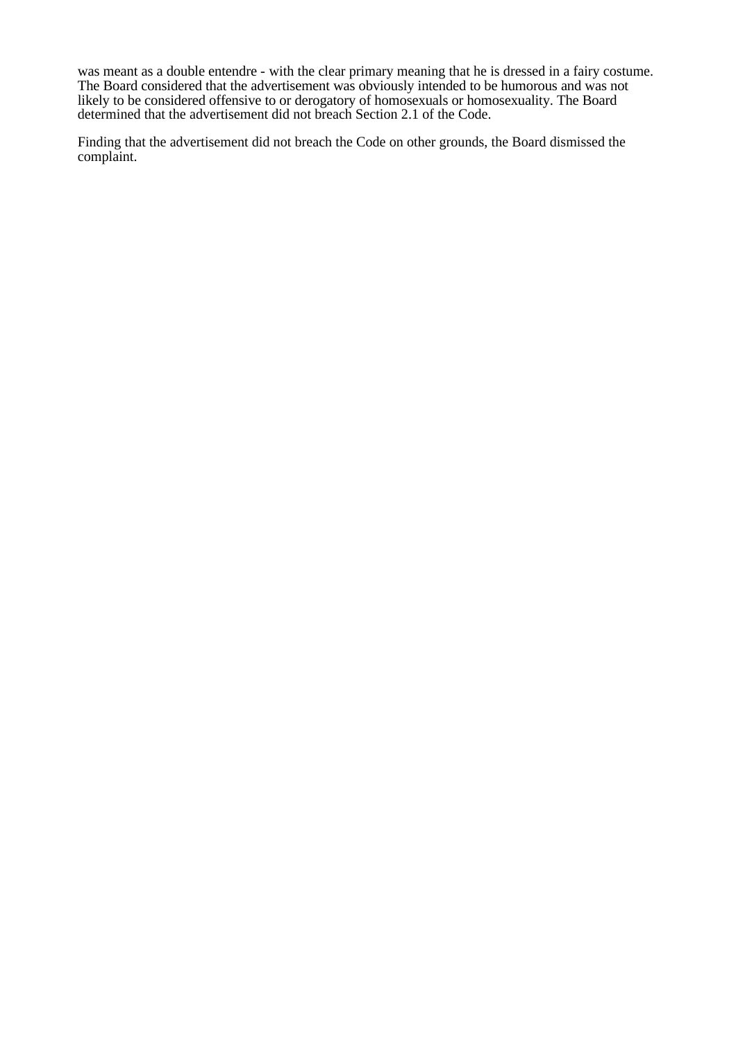was meant as a double entendre - with the clear primary meaning that he is dressed in a fairy costume. The Board considered that the advertisement was obviously intended to be humorous and was not likely to be considered offensive to or derogatory of homosexuals or homosexuality. The Board determined that the advertisement did not breach Section 2.1 of the Code.

Finding that the advertisement did not breach the Code on other grounds, the Board dismissed the complaint.